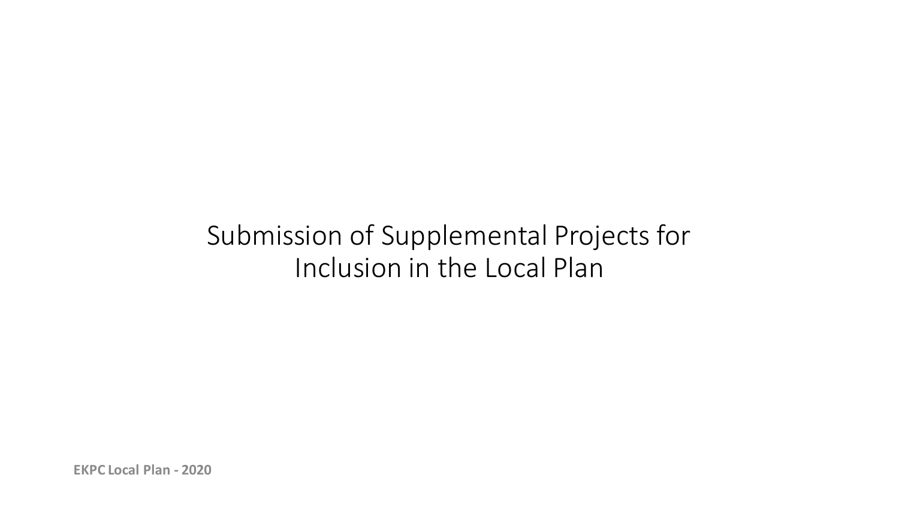# Submission of Supplemental Projects for Inclusion in the Local Plan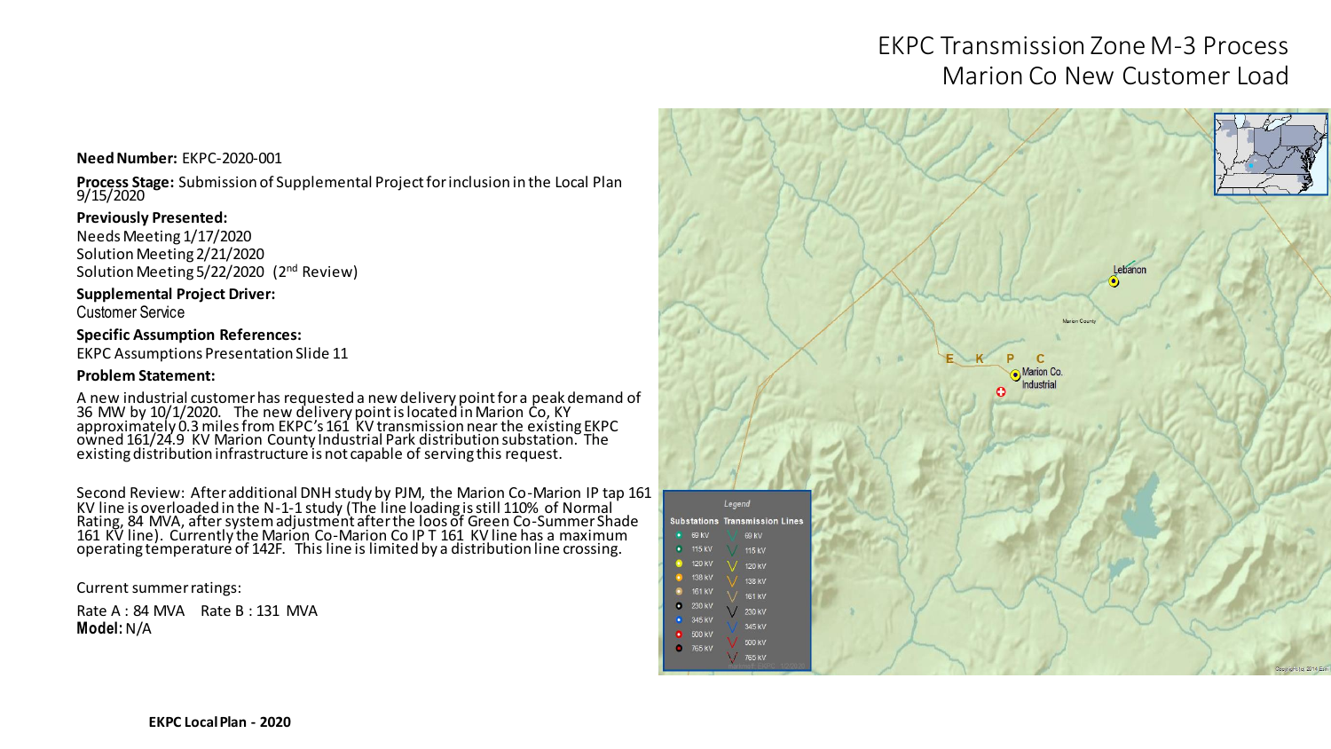# EKPC Transmission Zone M-3 Process
## Marion Co New Customer Load

**Need Number:** EKPC-2020-001

**Process Stage:** Submission of Supplemental Project for inclusion in the Local Plan 9/15/2020

**Previously Presented:**

Needs Meeting 1/17/2020
Solution Meeting 2/21/2020
Solution Meeting 5/22/2020 (2nd Review)

**Supplemental Project Driver:**

Customer Service

**Specific Assumption References:**

EKPC Assumptions Presentation Slide 11

**Problem Statement:**

A new industrial customer has requested a new delivery point for a peak demand of 36 MW by 10/1/2020. The new delivery point is located in Marion Co, KY approximately 0.3 miles from EKPC's 161 KV transmission near the existing EKPC owned 161/24.9 KV Marion County Industrial Park distribution substation. The existing distribution infrastructure is not capable of serving this request.

Second Review: After additional DNH study by PJM, the Marion Co-Marion IP tap 161 KV line is overloaded in the N-1-1 study (The line loading is still 110% of Normal Rating, 84 MVA, after system adjustment after the loos of Green Co-Summer Shade 161 KV line). Currently the Marion Co-Marion Co IP T 161 KV line has a maximum operating temperature of 142F. This line is limited by a distribution line crossing.

Current summer ratings:

Rate A : 84 MVA Rate B : 131 MVA

**Model:** N/A

EKPC Local Plan - 2020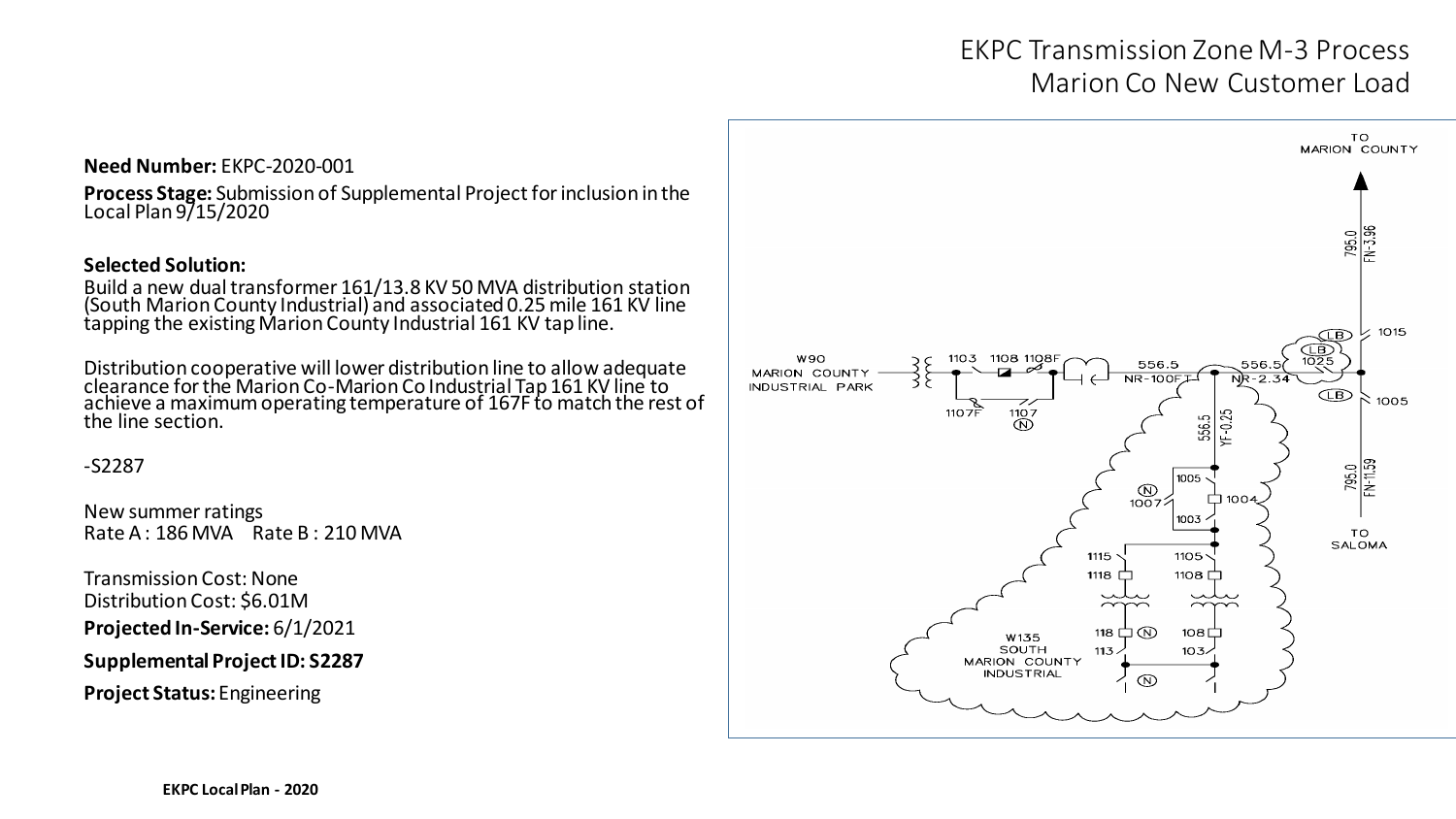# EKPC Transmission Zone M-3 Process
## Marion Co New Customer Load

**Need Number:** EKPC-2020-001

**Process Stage:** Submission of Supplemental Project for inclusion in the Local Plan 9/15/2020

**Selected Solution:**

Build a new dual transformer 161/13.8 KV 50 MVA distribution station (South Marion County Industrial) and associated 0.25 mile 161 KV line tapping the existing Marion County Industrial 161 KV tap line.

Distribution cooperative will lower distribution line to allow adequate clearance for the Marion Co-Marion Co Industrial Tap 161 KV line to achieve a maximum operating temperature of 167F to match the rest of the line section.

-S2287

New summer ratings
Rate A : 186 MVA    Rate B : 210 MVA

Transmission Cost: None
Distribution Cost: $6.01M

**Projected In-Service:** 6/1/2021

**Supplemental Project ID: S2287**

**Project Status:** Engineering

**EKPC Local Plan - 2020**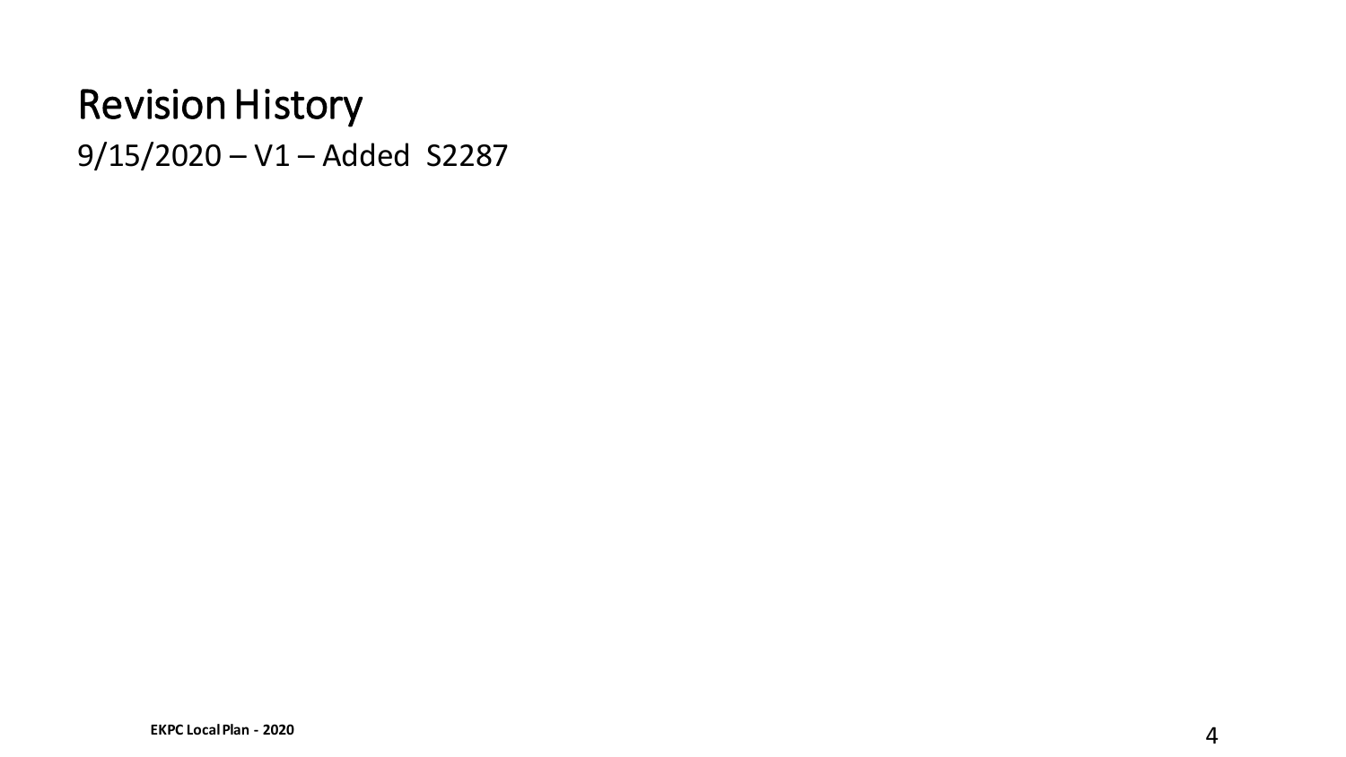# Revision History

9/15/2020 – V1 – Added S2287